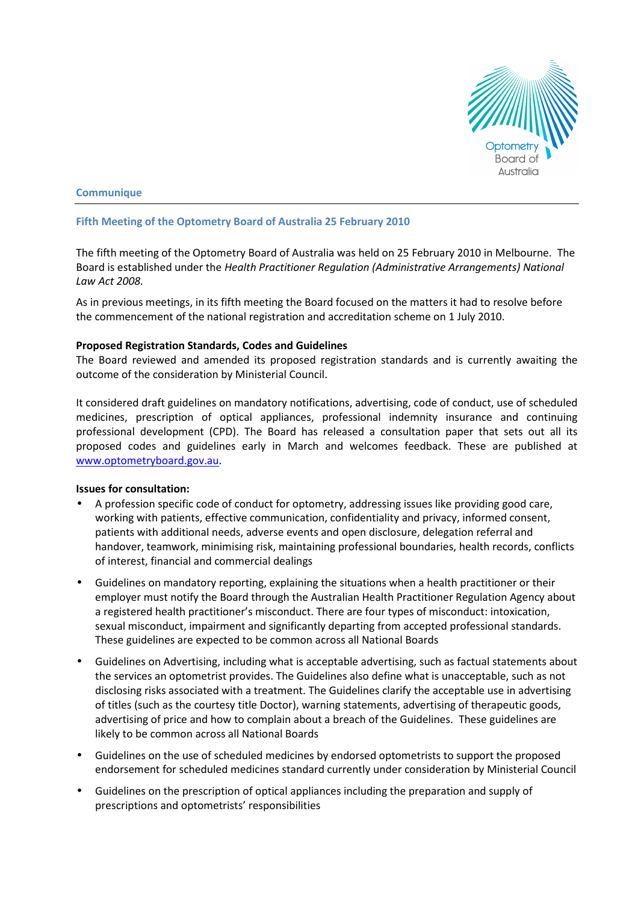Optometry Board of Australia

## Communique

### Fifth Meeting of the Optometry Board of Australia 25 February 2010

The fifth meeting of the Optometry Board of Australia was held on 25 February 2010 in Melbourne. The Board is established under the *Health Practitioner Regulation (Administrative Arrangements) National Law Act 2008.*

As in previous meetings, in its fifth meeting the Board focused on the matters it had to resolve before the commencement of the national registration and accreditation scheme on 1 July 2010.

**Proposed Registration Standards, Codes and Guidelines**

The Board reviewed and amended its proposed registration standards and is currently awaiting the outcome of the consideration by Ministerial Council.

It considered draft guidelines on mandatory notifications, advertising, code of conduct, use of scheduled medicines, prescription of optical appliances, professional indemnity insurance and continuing professional development (CPD). The Board has released a consultation paper that sets out all its proposed codes and guidelines early in March and welcomes feedback. These are published at www.optometryboard.gov.au.

**Issues for consultation:**

- A profession specific code of conduct for optometry, addressing issues like providing good care, working with patients, effective communication, confidentiality and privacy, informed consent, patients with additional needs, adverse events and open disclosure, delegation referral and handover, teamwork, minimising risk, maintaining professional boundaries, health records, conflicts of interest, financial and commercial dealings
- Guidelines on mandatory reporting, explaining the situations when a health practitioner or their employer must notify the Board through the Australian Health Practitioner Regulation Agency about a registered health practitioner's misconduct. There are four types of misconduct: intoxication, sexual misconduct, impairment and significantly departing from accepted professional standards. These guidelines are expected to be common across all National Boards
- Guidelines on Advertising, including what is acceptable advertising, such as factual statements about the services an optometrist provides. The Guidelines also define what is unacceptable, such as not disclosing risks associated with a treatment. The Guidelines clarify the acceptable use in advertising of titles (such as the courtesy title Doctor), warning statements, advertising of therapeutic goods, advertising of price and how to complain about a breach of the Guidelines. These guidelines are likely to be common across all National Boards
- Guidelines on the use of scheduled medicines by endorsed optometrists to support the proposed endorsement for scheduled medicines standard currently under consideration by Ministerial Council
- Guidelines on the prescription of optical appliances including the preparation and supply of prescriptions and optometrists' responsibilities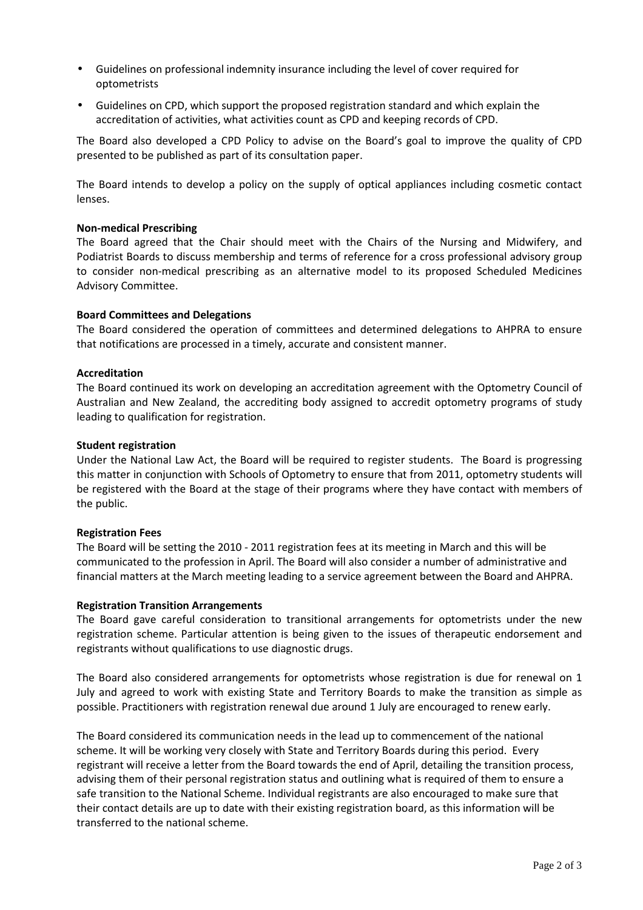- Guidelines on professional indemnity insurance including the level of cover required for optometrists
- Guidelines on CPD, which support the proposed registration standard and which explain the accreditation of activities, what activities count as CPD and keeping records of CPD.

The Board also developed a CPD Policy to advise on the Board's goal to improve the quality of CPD presented to be published as part of its consultation paper.

The Board intends to develop a policy on the supply of optical appliances including cosmetic contact lenses.

**Non-medical Prescribing**

The Board agreed that the Chair should meet with the Chairs of the Nursing and Midwifery, and Podiatrist Boards to discuss membership and terms of reference for a cross professional advisory group to consider non-medical prescribing as an alternative model to its proposed Scheduled Medicines Advisory Committee.

**Board Committees and Delegations**

The Board considered the operation of committees and determined delegations to AHPRA to ensure that notifications are processed in a timely, accurate and consistent manner.

**Accreditation**

The Board continued its work on developing an accreditation agreement with the Optometry Council of Australian and New Zealand, the accrediting body assigned to accredit optometry programs of study leading to qualification for registration.

**Student registration**

Under the National Law Act, the Board will be required to register students. The Board is progressing this matter in conjunction with Schools of Optometry to ensure that from 2011, optometry students will be registered with the Board at the stage of their programs where they have contact with members of the public.

**Registration Fees**

The Board will be setting the 2010 - 2011 registration fees at its meeting in March and this will be communicated to the profession in April. The Board will also consider a number of administrative and financial matters at the March meeting leading to a service agreement between the Board and AHPRA.

**Registration Transition Arrangements**

The Board gave careful consideration to transitional arrangements for optometrists under the new registration scheme. Particular attention is being given to the issues of therapeutic endorsement and registrants without qualifications to use diagnostic drugs.

The Board also considered arrangements for optometrists whose registration is due for renewal on 1 July and agreed to work with existing State and Territory Boards to make the transition as simple as possible. Practitioners with registration renewal due around 1 July are encouraged to renew early.

The Board considered its communication needs in the lead up to commencement of the national scheme. It will be working very closely with State and Territory Boards during this period. Every registrant will receive a letter from the Board towards the end of April, detailing the transition process, advising them of their personal registration status and outlining what is required of them to ensure a safe transition to the National Scheme. Individual registrants are also encouraged to make sure that their contact details are up to date with their existing registration board, as this information will be transferred to the national scheme.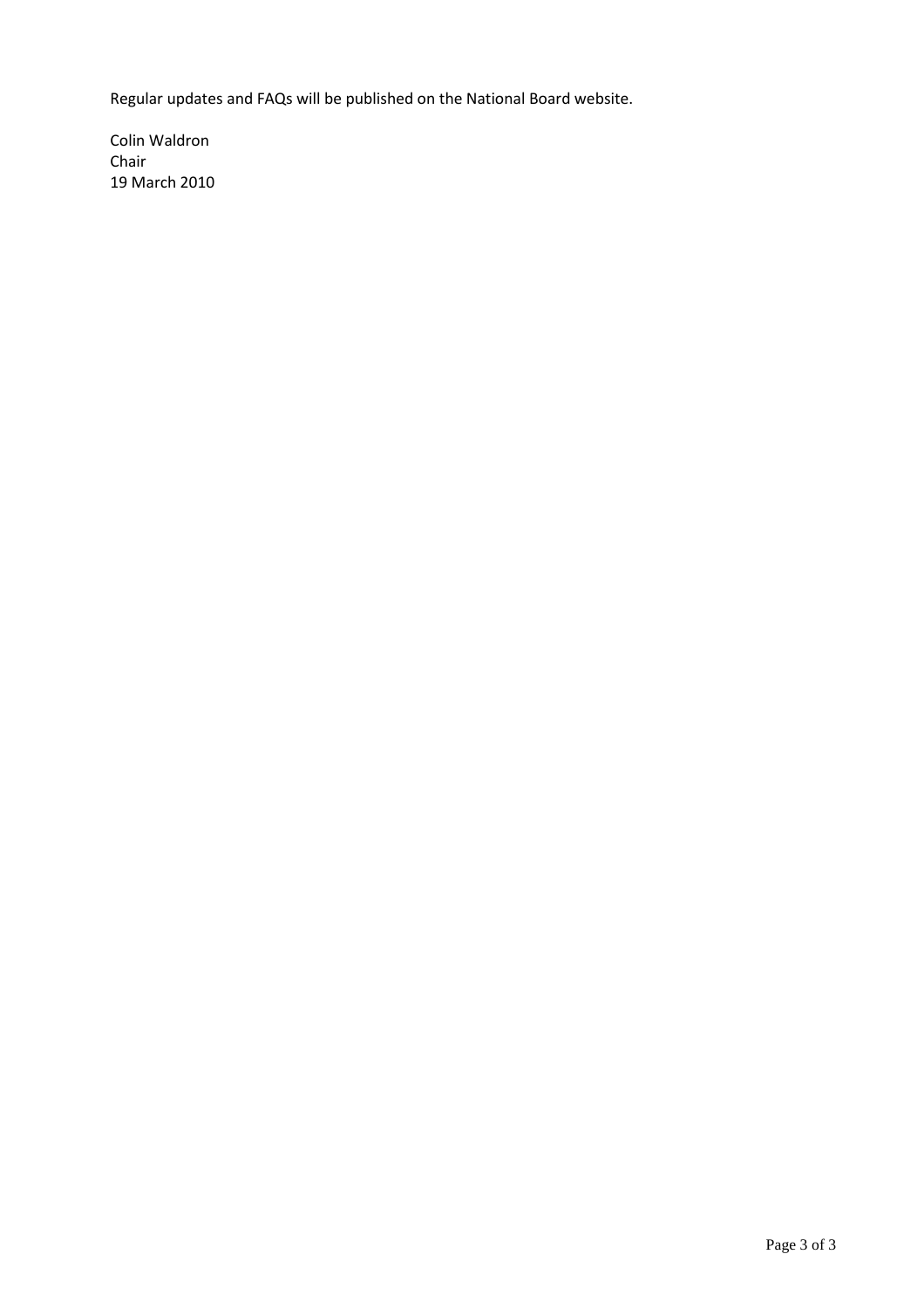Regular updates and FAQs will be published on the National Board website.

Colin Waldron  
Chair  
19 March 2010